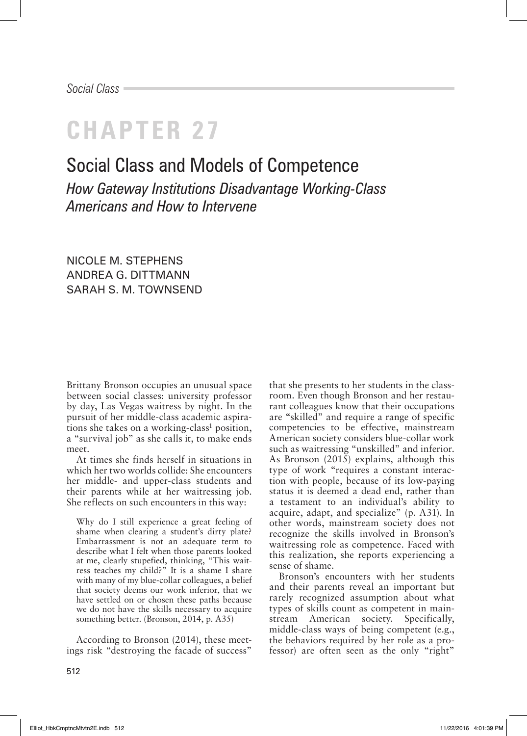*Social Class*

# CHAPTER 27

## Social Class and Models of Competence

### *How Gateway Institutions Disadvantage Working-Class Americans and How to Intervene*

NICOLE M. STEPHENS
ANDREA G. DITTMANN
SARAH S. M. TOWNSEND

Brittany Bronson occupies an unusual space between social classes: university professor by day, Las Vegas waitress by night. In the pursuit of her middle-class academic aspirations she takes on a working-class[1] position, a "survival job" as she calls it, to make ends meet.

At times she finds herself in situations in which her two worlds collide: She encounters her middle- and upper-class students and their parents while at her waitressing job. She reflects on such encounters in this way:

> Why do I still experience a great feeling of shame when clearing a student's dirty plate? Embarrassment is not an adequate term to describe what I felt when those parents looked at me, clearly stupefied, thinking, "This waitress teaches my child?" It is a shame I share with many of my blue-collar colleagues, a belief that society deems our work inferior, that we have settled on or chosen these paths because we do not have the skills necessary to acquire something better. (Bronson, 2014, p. A35)

According to Bronson (2014), these meetings risk "destroying the facade of success" that she presents to her students in the classroom. Even though Bronson and her restaurant colleagues know that their occupations are "skilled" and require a range of specific competencies to be effective, mainstream American society considers blue-collar work such as waitressing "unskilled" and inferior. As Bronson (2015) explains, although this type of work "requires a constant interaction with people, because of its low-paying status it is deemed a dead end, rather than a testament to an individual's ability to acquire, adapt, and specialize" (p. A31). In other words, mainstream society does not recognize the skills involved in Bronson's waitressing role as competence. Faced with this realization, she reports experiencing a sense of shame.

Bronson's encounters with her students and their parents reveal an important but rarely recognized assumption about what types of skills count as competent in mainstream American society. Specifically, middle-class ways of being competent (e.g., the behaviors required by her role as a professor) are often seen as the only "right"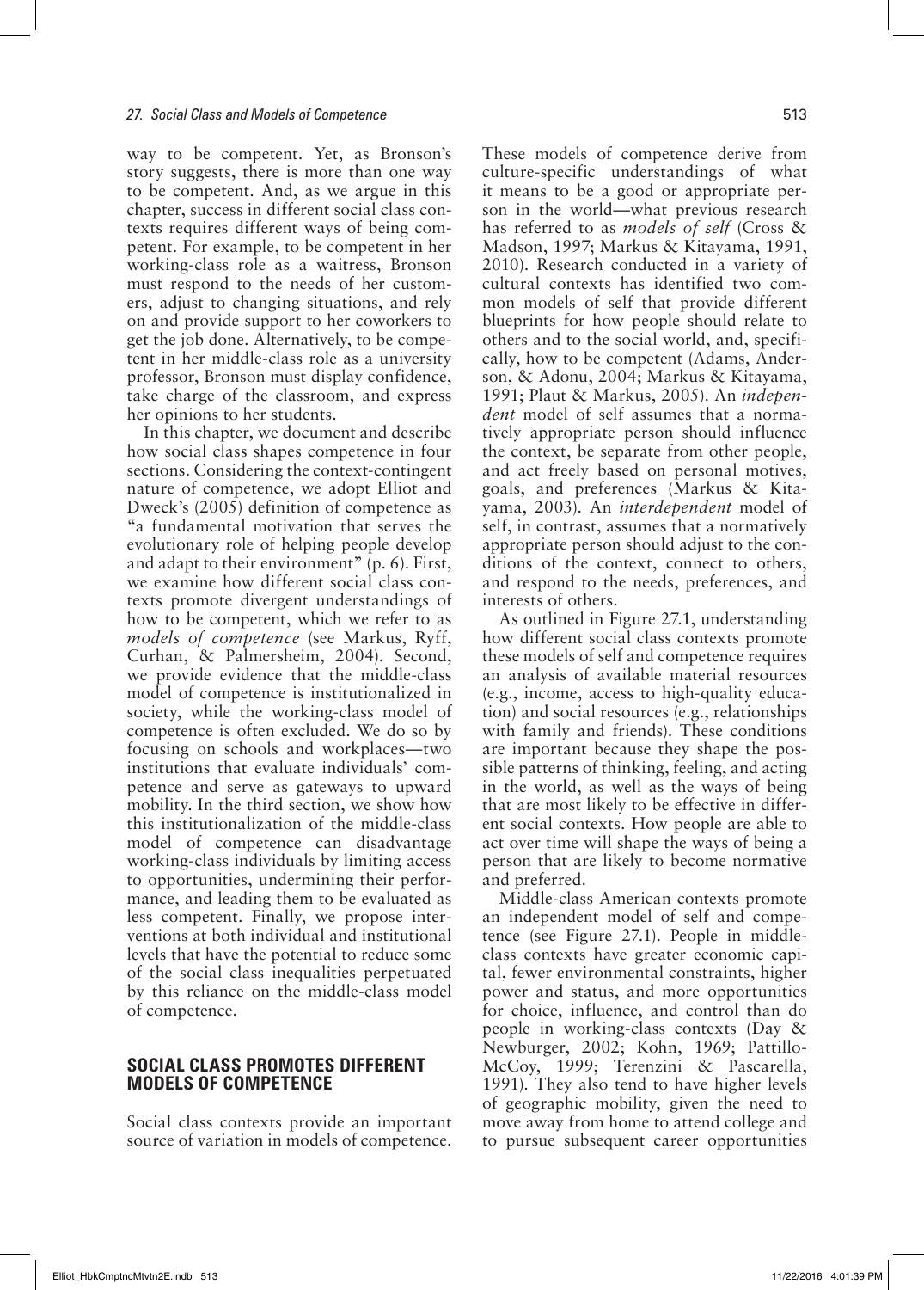way to be competent. Yet, as Bronson's story suggests, there is more than one way to be competent. And, as we argue in this chapter, success in different social class contexts requires different ways of being competent. For example, to be competent in her working-class role as a waitress, Bronson must respond to the needs of her customers, adjust to changing situations, and rely on and provide support to her coworkers to get the job done. Alternatively, to be competent in her middle-class role as a university professor, Bronson must display confidence, take charge of the classroom, and express her opinions to her students.

In this chapter, we document and describe how social class shapes competence in four sections. Considering the context-contingent nature of competence, we adopt Elliot and Dweck's (2005) definition of competence as "a fundamental motivation that serves the evolutionary role of helping people develop and adapt to their environment" (p. 6). First, we examine how different social class contexts promote divergent understandings of how to be competent, which we refer to as *models of competence* (see Markus, Ryff, Curhan, & Palmersheim, 2004). Second, we provide evidence that the middle-class model of competence is institutionalized in society, while the working-class model of competence is often excluded. We do so by focusing on schools and workplaces—two institutions that evaluate individuals' competence and serve as gateways to upward mobility. In the third section, we show how this institutionalization of the middle-class model of competence can disadvantage working-class individuals by limiting access to opportunities, undermining their performance, and leading them to be evaluated as less competent. Finally, we propose interventions at both individual and institutional levels that have the potential to reduce some of the social class inequalities perpetuated by this reliance on the middle-class model of competence.

## SOCIAL CLASS PROMOTES DIFFERENT MODELS OF COMPETENCE

Social class contexts provide an important source of variation in models of competence. These models of competence derive from culture-specific understandings of what it means to be a good or appropriate person in the world—what previous research has referred to as *models of self* (Cross & Madson, 1997; Markus & Kitayama, 1991, 2010). Research conducted in a variety of cultural contexts has identified two common models of self that provide different blueprints for how people should relate to others and to the social world, and, specifically, how to be competent (Adams, Anderson, & Adonu, 2004; Markus & Kitayama, 1991; Plaut & Markus, 2005). An *independent* model of self assumes that a normatively appropriate person should influence the context, be separate from other people, and act freely based on personal motives, goals, and preferences (Markus & Kitayama, 2003). An *interdependent* model of self, in contrast, assumes that a normatively appropriate person should adjust to the conditions of the context, connect to others, and respond to the needs, preferences, and interests of others.

As outlined in Figure 27.1, understanding how different social class contexts promote these models of self and competence requires an analysis of available material resources (e.g., income, access to high-quality education) and social resources (e.g., relationships with family and friends). These conditions are important because they shape the possible patterns of thinking, feeling, and acting in the world, as well as the ways of being that are most likely to be effective in different social contexts. How people are able to act over time will shape the ways of being a person that are likely to become normative and preferred.

Middle-class American contexts promote an independent model of self and competence (see Figure 27.1). People in middle-class contexts have greater economic capital, fewer environmental constraints, higher power and status, and more opportunities for choice, influence, and control than do people in working-class contexts (Day & Newburger, 2002; Kohn, 1969; Pattillo-McCoy, 1999; Terenzini & Pascarella, 1991). They also tend to have higher levels of geographic mobility, given the need to move away from home to attend college and to pursue subsequent career opportunities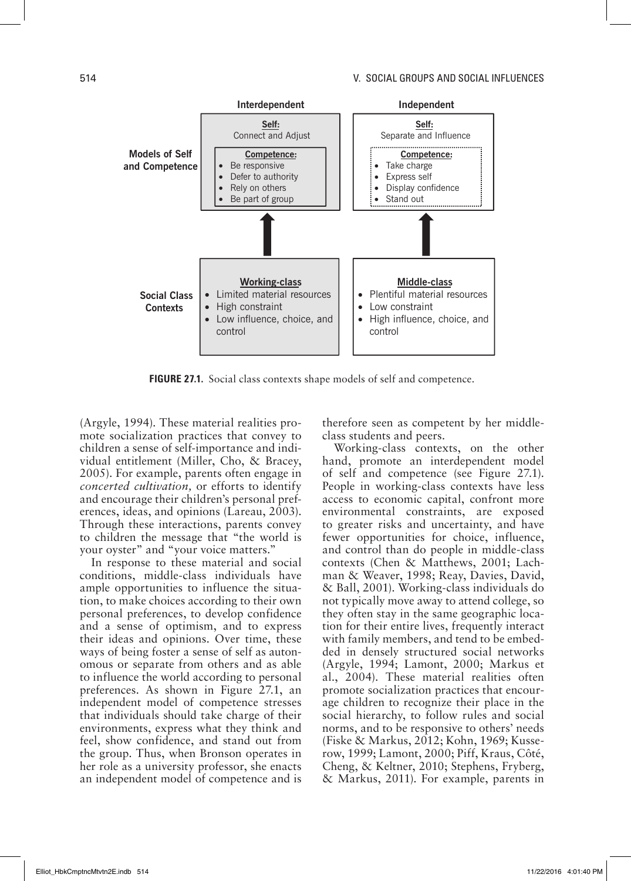| | Interdependent | Independent |
|---|---|---|
| **Models of Self and Competence** | **Self:** Connect and Adjust<br>**Competence:**<br>• Be responsive<br>• Defer to authority<br>• Rely on others<br>• Be part of group | **Self:** Separate and Influence<br>**Competence:**<br>• Take charge<br>• Express self<br>• Display confidence<br>• Stand out |
| | ↑ | ↑ |
| **Social Class Contexts** | **Working-class**<br>• Limited material resources<br>• High constraint<br>• Low influence, choice, and control | **Middle-class**<br>• Plentiful material resources<br>• Low constraint<br>• High influence, choice, and control |

**FIGURE 27.1.** Social class contexts shape models of self and competence.

(Argyle, 1994). These material realities promote socialization practices that convey to children a sense of self-importance and individual entitlement (Miller, Cho, & Bracey, 2005). For example, parents often engage in *concerted cultivation,* or efforts to identify and encourage their children's personal preferences, ideas, and opinions (Lareau, 2003). Through these interactions, parents convey to children the message that "the world is your oyster" and "your voice matters."

In response to these material and social conditions, middle-class individuals have ample opportunities to influence the situation, to make choices according to their own personal preferences, to develop confidence and a sense of optimism, and to express their ideas and opinions. Over time, these ways of being foster a sense of self as autonomous or separate from others and as able to influence the world according to personal preferences. As shown in Figure 27.1, an independent model of competence stresses that individuals should take charge of their environments, express what they think and feel, show confidence, and stand out from the group. Thus, when Bronson operates in her role as a university professor, she enacts an independent model of competence and is therefore seen as competent by her middle-class students and peers.

Working-class contexts, on the other hand, promote an interdependent model of self and competence (see Figure 27.1). People in working-class contexts have less access to economic capital, confront more environmental constraints, are exposed to greater risks and uncertainty, and have fewer opportunities for choice, influence, and control than do people in middle-class contexts (Chen & Matthews, 2001; Lachman & Weaver, 1998; Reay, Davies, David, & Ball, 2001). Working-class individuals do not typically move away to attend college, so they often stay in the same geographic location for their entire lives, frequently interact with family members, and tend to be embedded in densely structured social networks (Argyle, 1994; Lamont, 2000; Markus et al., 2004). These material realities often promote socialization practices that encourage children to recognize their place in the social hierarchy, to follow rules and social norms, and to be responsive to others' needs (Fiske & Markus, 2012; Kohn, 1969; Kusserow, 1999; Lamont, 2000; Piff, Kraus, Côté, Cheng, & Keltner, 2010; Stephens, Fryberg, & Markus, 2011). For example, parents in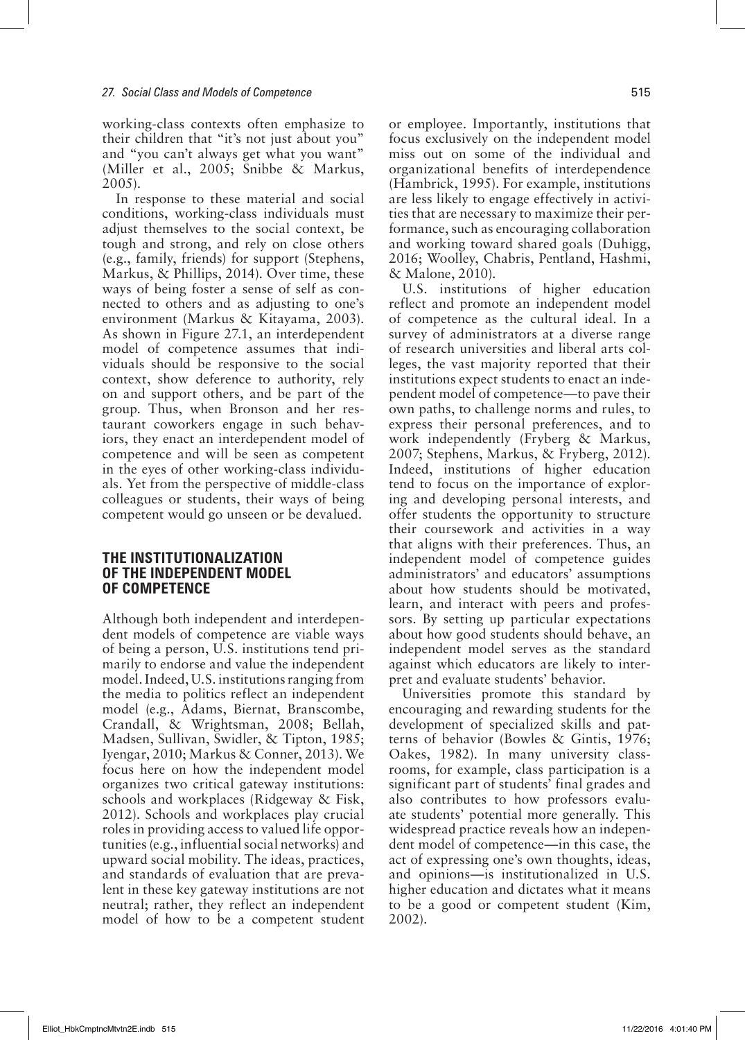working-class contexts often emphasize to their children that "it's not just about you" and "you can't always get what you want" (Miller et al., 2005; Snibbe & Markus, 2005).

In response to these material and social conditions, working-class individuals must adjust themselves to the social context, be tough and strong, and rely on close others (e.g., family, friends) for support (Stephens, Markus, & Phillips, 2014). Over time, these ways of being foster a sense of self as connected to others and as adjusting to one's environment (Markus & Kitayama, 2003). As shown in Figure 27.1, an interdependent model of competence assumes that individuals should be responsive to the social context, show deference to authority, rely on and support others, and be part of the group. Thus, when Bronson and her restaurant coworkers engage in such behaviors, they enact an interdependent model of competence and will be seen as competent in the eyes of other working-class individuals. Yet from the perspective of middle-class colleagues or students, their ways of being competent would go unseen or be devalued.

## THE INSTITUTIONALIZATION OF THE INDEPENDENT MODEL OF COMPETENCE

Although both independent and interdependent models of competence are viable ways of being a person, U.S. institutions tend primarily to endorse and value the independent model. Indeed, U.S. institutions ranging from the media to politics reflect an independent model (e.g., Adams, Biernat, Branscombe, Crandall, & Wrightsman, 2008; Bellah, Madsen, Sullivan, Swidler, & Tipton, 1985; Iyengar, 2010; Markus & Conner, 2013). We focus here on how the independent model organizes two critical gateway institutions: schools and workplaces (Ridgeway & Fisk, 2012). Schools and workplaces play crucial roles in providing access to valued life opportunities (e.g., influential social networks) and upward social mobility. The ideas, practices, and standards of evaluation that are prevalent in these key gateway institutions are not neutral; rather, they reflect an independent model of how to be a competent student or employee. Importantly, institutions that focus exclusively on the independent model miss out on some of the individual and organizational benefits of interdependence (Hambrick, 1995). For example, institutions are less likely to engage effectively in activities that are necessary to maximize their performance, such as encouraging collaboration and working toward shared goals (Duhigg, 2016; Woolley, Chabris, Pentland, Hashmi, & Malone, 2010).

U.S. institutions of higher education reflect and promote an independent model of competence as the cultural ideal. In a survey of administrators at a diverse range of research universities and liberal arts colleges, the vast majority reported that their institutions expect students to enact an independent model of competence—to pave their own paths, to challenge norms and rules, to express their personal preferences, and to work independently (Fryberg & Markus, 2007; Stephens, Markus, & Fryberg, 2012). Indeed, institutions of higher education tend to focus on the importance of exploring and developing personal interests, and offer students the opportunity to structure their coursework and activities in a way that aligns with their preferences. Thus, an independent model of competence guides administrators' and educators' assumptions about how students should be motivated, learn, and interact with peers and professors. By setting up particular expectations about how good students should behave, an independent model serves as the standard against which educators are likely to interpret and evaluate students' behavior.

Universities promote this standard by encouraging and rewarding students for the development of specialized skills and patterns of behavior (Bowles & Gintis, 1976; Oakes, 1982). In many university classrooms, for example, class participation is a significant part of students' final grades and also contributes to how professors evaluate students' potential more generally. This widespread practice reveals how an independent model of competence—in this case, the act of expressing one's own thoughts, ideas, and opinions—is institutionalized in U.S. higher education and dictates what it means to be a good or competent student (Kim, 2002).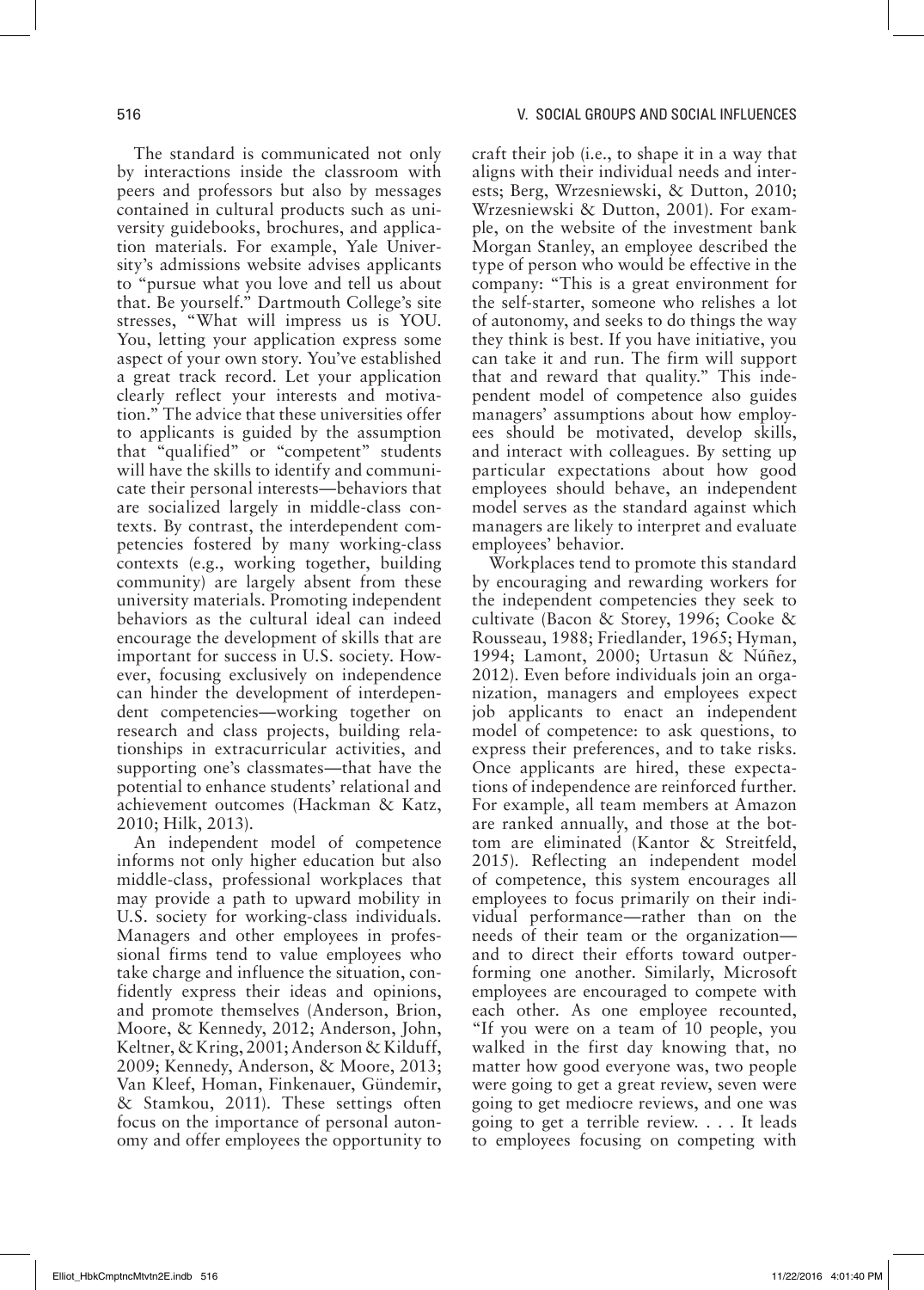The standard is communicated not only by interactions inside the classroom with peers and professors but also by messages contained in cultural products such as university guidebooks, brochures, and application materials. For example, Yale University's admissions website advises applicants to "pursue what you love and tell us about that. Be yourself." Dartmouth College's site stresses, "What will impress us is YOU. You, letting your application express some aspect of your own story. You've established a great track record. Let your application clearly reflect your interests and motivation." The advice that these universities offer to applicants is guided by the assumption that "qualified" or "competent" students will have the skills to identify and communicate their personal interests—behaviors that are socialized largely in middle-class contexts. By contrast, the interdependent competencies fostered by many working-class contexts (e.g., working together, building community) are largely absent from these university materials. Promoting independent behaviors as the cultural ideal can indeed encourage the development of skills that are important for success in U.S. society. However, focusing exclusively on independence can hinder the development of interdependent competencies—working together on research and class projects, building relationships in extracurricular activities, and supporting one's classmates—that have the potential to enhance students' relational and achievement outcomes (Hackman & Katz, 2010; Hilk, 2013).

An independent model of competence informs not only higher education but also middle-class, professional workplaces that may provide a path to upward mobility in U.S. society for working-class individuals. Managers and other employees in professional firms tend to value employees who take charge and influence the situation, confidently express their ideas and opinions, and promote themselves (Anderson, Brion, Moore, & Kennedy, 2012; Anderson, John, Keltner, & Kring, 2001; Anderson & Kilduff, 2009; Kennedy, Anderson, & Moore, 2013; Van Kleef, Homan, Finkenauer, Gündemir, & Stamkou, 2011). These settings often focus on the importance of personal autonomy and offer employees the opportunity to craft their job (i.e., to shape it in a way that aligns with their individual needs and interests; Berg, Wrzesniewski, & Dutton, 2010; Wrzesniewski & Dutton, 2001). For example, on the website of the investment bank Morgan Stanley, an employee described the type of person who would be effective in the company: "This is a great environment for the self-starter, someone who relishes a lot of autonomy, and seeks to do things the way they think is best. If you have initiative, you can take it and run. The firm will support that and reward that quality." This independent model of competence also guides managers' assumptions about how employees should be motivated, develop skills, and interact with colleagues. By setting up particular expectations about how good employees should behave, an independent model serves as the standard against which managers are likely to interpret and evaluate employees' behavior.

Workplaces tend to promote this standard by encouraging and rewarding workers for the independent competencies they seek to cultivate (Bacon & Storey, 1996; Cooke & Rousseau, 1988; Friedlander, 1965; Hyman, 1994; Lamont, 2000; Urtasun & Núñez, 2012). Even before individuals join an organization, managers and employees expect job applicants to enact an independent model of competence: to ask questions, to express their preferences, and to take risks. Once applicants are hired, these expectations of independence are reinforced further. For example, all team members at Amazon are ranked annually, and those at the bottom are eliminated (Kantor & Streitfeld, 2015). Reflecting an independent model of competence, this system encourages all employees to focus primarily on their individual performance—rather than on the needs of their team or the organization—and to direct their efforts toward outperforming one another. Similarly, Microsoft employees are encouraged to compete with each other. As one employee recounted, "If you were on a team of 10 people, you walked in the first day knowing that, no matter how good everyone was, two people were going to get a great review, seven were going to get mediocre reviews, and one was going to get a terrible review. . . . It leads to employees focusing on competing with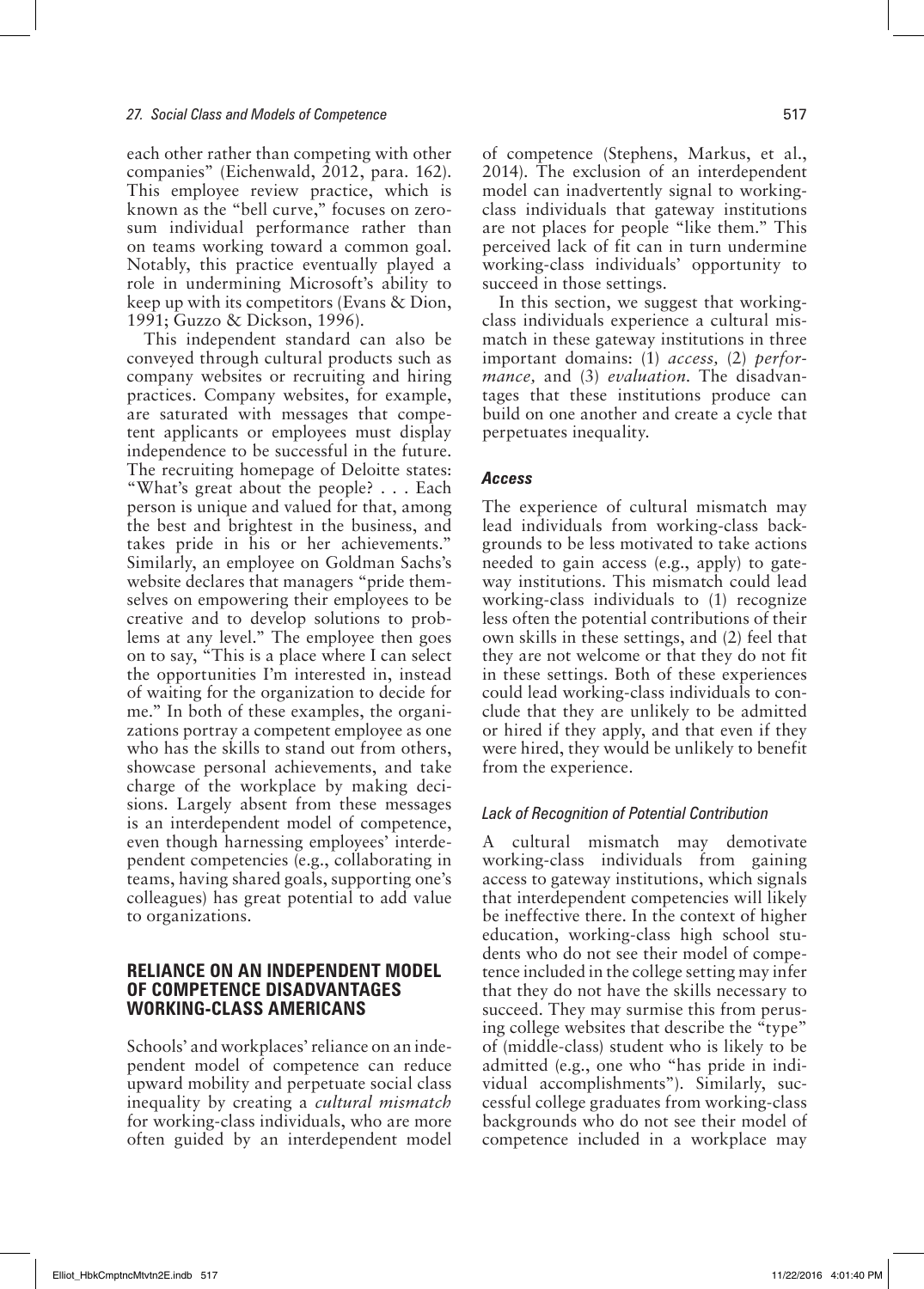each other rather than competing with other companies" (Eichenwald, 2012, para. 162). This employee review practice, which is known as the "bell curve," focuses on zero-sum individual performance rather than on teams working toward a common goal. Notably, this practice eventually played a role in undermining Microsoft's ability to keep up with its competitors (Evans & Dion, 1991; Guzzo & Dickson, 1996).

This independent standard can also be conveyed through cultural products such as company websites or recruiting and hiring practices. Company websites, for example, are saturated with messages that competent applicants or employees must display independence to be successful in the future. The recruiting homepage of Deloitte states: "What's great about the people? . . . Each person is unique and valued for that, among the best and brightest in the business, and takes pride in his or her achievements." Similarly, an employee on Goldman Sachs's website declares that managers "pride themselves on empowering their employees to be creative and to develop solutions to problems at any level." The employee then goes on to say, "This is a place where I can select the opportunities I'm interested in, instead of waiting for the organization to decide for me." In both of these examples, the organizations portray a competent employee as one who has the skills to stand out from others, showcase personal achievements, and take charge of the workplace by making decisions. Largely absent from these messages is an interdependent model of competence, even though harnessing employees' interdependent competencies (e.g., collaborating in teams, having shared goals, supporting one's colleagues) has great potential to add value to organizations.

## RELIANCE ON AN INDEPENDENT MODEL OF COMPETENCE DISADVANTAGES WORKING-CLASS AMERICANS

Schools' and workplaces' reliance on an independent model of competence can reduce upward mobility and perpetuate social class inequality by creating a *cultural mismatch* for working-class individuals, who are more often guided by an interdependent model of competence (Stephens, Markus, et al., 2014). The exclusion of an interdependent model can inadvertently signal to working-class individuals that gateway institutions are not places for people "like them." This perceived lack of fit can in turn undermine working-class individuals' opportunity to succeed in those settings.

In this section, we suggest that working-class individuals experience a cultural mismatch in these gateway institutions in three important domains: (1) *access,* (2) *performance,* and (3) *evaluation.* The disadvantages that these institutions produce can build on one another and create a cycle that perpetuates inequality.

### *Access*

The experience of cultural mismatch may lead individuals from working-class backgrounds to be less motivated to take actions needed to gain access (e.g., apply) to gateway institutions. This mismatch could lead working-class individuals to (1) recognize less often the potential contributions of their own skills in these settings, and (2) feel that they are not welcome or that they do not fit in these settings. Both of these experiences could lead working-class individuals to conclude that they are unlikely to be admitted or hired if they apply, and that even if they were hired, they would be unlikely to benefit from the experience.

#### *Lack of Recognition of Potential Contribution*

A cultural mismatch may demotivate working-class individuals from gaining access to gateway institutions, which signals that interdependent competencies will likely be ineffective there. In the context of higher education, working-class high school students who do not see their model of competence included in the college setting may infer that they do not have the skills necessary to succeed. They may surmise this from perusing college websites that describe the "type" of (middle-class) student who is likely to be admitted (e.g., one who "has pride in individual accomplishments"). Similarly, successful college graduates from working-class backgrounds who do not see their model of competence included in a workplace may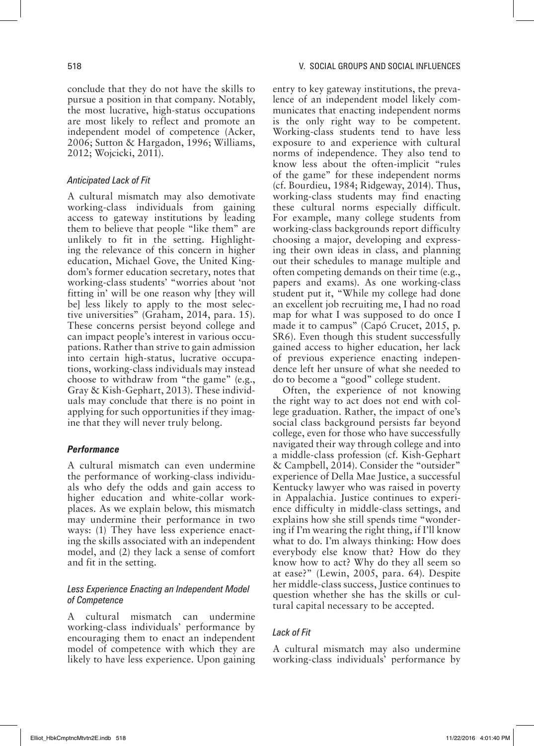conclude that they do not have the skills to pursue a position in that company. Notably, the most lucrative, high-status occupations are most likely to reflect and promote an independent model of competence (Acker, 2006; Sutton & Hargadon, 1996; Williams, 2012; Wojcicki, 2011).

#### *Anticipated Lack of Fit*

A cultural mismatch may also demotivate working-class individuals from gaining access to gateway institutions by leading them to believe that people "like them" are unlikely to fit in the setting. Highlighting the relevance of this concern in higher education, Michael Gove, the United Kingdom's former education secretary, notes that working-class students' "worries about 'not fitting in' will be one reason why [they will be] less likely to apply to the most selective universities" (Graham, 2014, para. 15). These concerns persist beyond college and can impact people's interest in various occupations. Rather than strive to gain admission into certain high-status, lucrative occupations, working-class individuals may instead choose to withdraw from "the game" (e.g., Gray & Kish-Gephart, 2013). These individuals may conclude that there is no point in applying for such opportunities if they imagine that they will never truly belong.

### ***Performance***

A cultural mismatch can even undermine the performance of working-class individuals who defy the odds and gain access to higher education and white-collar workplaces. As we explain below, this mismatch may undermine their performance in two ways: (1) They have less experience enacting the skills associated with an independent model, and (2) they lack a sense of comfort and fit in the setting.

#### *Less Experience Enacting an Independent Model of Competence*

A cultural mismatch can undermine working-class individuals' performance by encouraging them to enact an independent model of competence with which they are likely to have less experience. Upon gaining entry to key gateway institutions, the prevalence of an independent model likely communicates that enacting independent norms is the only right way to be competent. Working-class students tend to have less exposure to and experience with cultural norms of independence. They also tend to know less about the often-implicit "rules of the game" for these independent norms (cf. Bourdieu, 1984; Ridgeway, 2014). Thus, working-class students may find enacting these cultural norms especially difficult. For example, many college students from working-class backgrounds report difficulty choosing a major, developing and expressing their own ideas in class, and planning out their schedules to manage multiple and often competing demands on their time (e.g., papers and exams). As one working-class student put it, "While my college had done an excellent job recruiting me, I had no road map for what I was supposed to do once I made it to campus" (Capó Crucet, 2015, p. SR6). Even though this student successfully gained access to higher education, her lack of previous experience enacting independence left her unsure of what she needed to do to become a "good" college student.

Often, the experience of not knowing the right way to act does not end with college graduation. Rather, the impact of one's social class background persists far beyond college, even for those who have successfully navigated their way through college and into a middle-class profession (cf. Kish-Gephart & Campbell, 2014). Consider the "outsider" experience of Della Mae Justice, a successful Kentucky lawyer who was raised in poverty in Appalachia. Justice continues to experience difficulty in middle-class settings, and explains how she still spends time "wondering if I'm wearing the right thing, if I'll know what to do. I'm always thinking: How does everybody else know that? How do they know how to act? Why do they all seem so at ease?" (Lewin, 2005, para. 64). Despite her middle-class success, Justice continues to question whether she has the skills or cultural capital necessary to be accepted.

#### *Lack of Fit*

A cultural mismatch may also undermine working-class individuals' performance by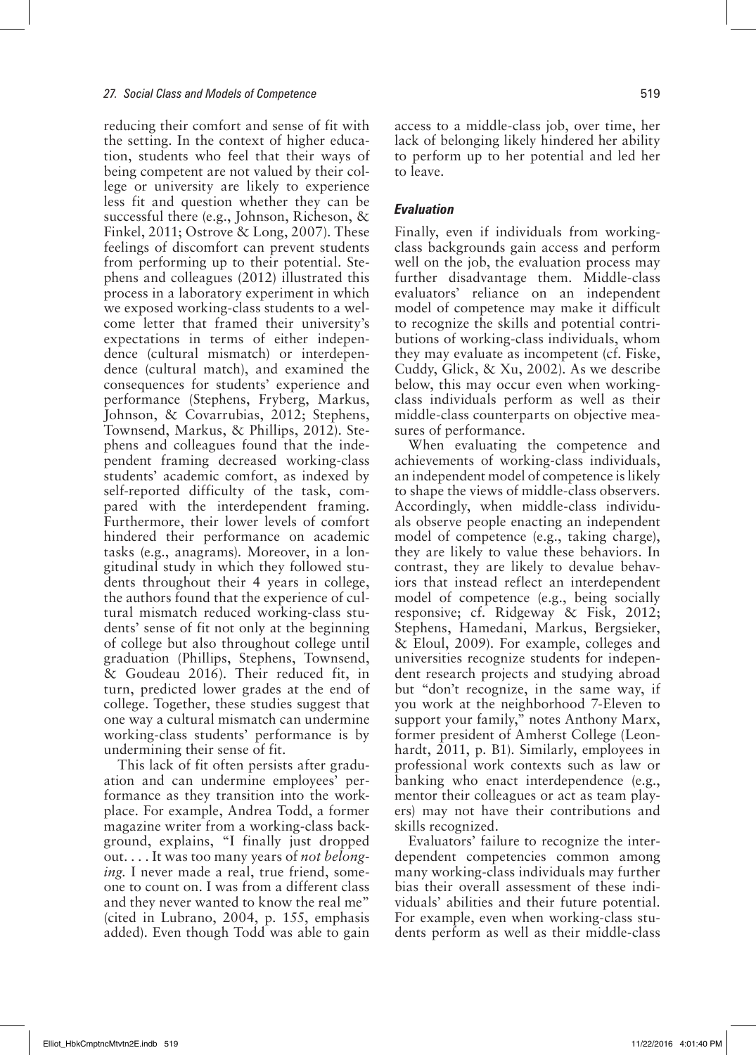reducing their comfort and sense of fit with the setting. In the context of higher education, students who feel that their ways of being competent are not valued by their college or university are likely to experience less fit and question whether they can be successful there (e.g., Johnson, Richeson, & Finkel, 2011; Ostrove & Long, 2007). These feelings of discomfort can prevent students from performing up to their potential. Stephens and colleagues (2012) illustrated this process in a laboratory experiment in which we exposed working-class students to a welcome letter that framed their university's expectations in terms of either independence (cultural mismatch) or interdependence (cultural match), and examined the consequences for students' experience and performance (Stephens, Fryberg, Markus, Johnson, & Covarrubias, 2012; Stephens, Townsend, Markus, & Phillips, 2012). Stephens and colleagues found that the independent framing decreased working-class students' academic comfort, as indexed by self-reported difficulty of the task, compared with the interdependent framing. Furthermore, their lower levels of comfort hindered their performance on academic tasks (e.g., anagrams). Moreover, in a longitudinal study in which they followed students throughout their 4 years in college, the authors found that the experience of cultural mismatch reduced working-class students' sense of fit not only at the beginning of college but also throughout college until graduation (Phillips, Stephens, Townsend, & Goudeau 2016). Their reduced fit, in turn, predicted lower grades at the end of college. Together, these studies suggest that one way a cultural mismatch can undermine working-class students' performance is by undermining their sense of fit.

This lack of fit often persists after graduation and can undermine employees' performance as they transition into the workplace. For example, Andrea Todd, a former magazine writer from a working-class background, explains, "I finally just dropped out. . . . It was too many years of *not belonging.* I never made a real, true friend, someone to count on. I was from a different class and they never wanted to know the real me" (cited in Lubrano, 2004, p. 155, emphasis added). Even though Todd was able to gain access to a middle-class job, over time, her lack of belonging likely hindered her ability to perform up to her potential and led her to leave.

### *Evaluation*

Finally, even if individuals from working-class backgrounds gain access and perform well on the job, the evaluation process may further disadvantage them. Middle-class evaluators' reliance on an independent model of competence may make it difficult to recognize the skills and potential contributions of working-class individuals, whom they may evaluate as incompetent (cf. Fiske, Cuddy, Glick, & Xu, 2002). As we describe below, this may occur even when working-class individuals perform as well as their middle-class counterparts on objective measures of performance.

When evaluating the competence and achievements of working-class individuals, an independent model of competence is likely to shape the views of middle-class observers. Accordingly, when middle-class individuals observe people enacting an independent model of competence (e.g., taking charge), they are likely to value these behaviors. In contrast, they are likely to devalue behaviors that instead reflect an interdependent model of competence (e.g., being socially responsive; cf. Ridgeway & Fisk, 2012; Stephens, Hamedani, Markus, Bergsieker, & Eloul, 2009). For example, colleges and universities recognize students for independent research projects and studying abroad but "don't recognize, in the same way, if you work at the neighborhood 7-Eleven to support your family," notes Anthony Marx, former president of Amherst College (Leonhardt, 2011, p. B1). Similarly, employees in professional work contexts such as law or banking who enact interdependence (e.g., mentor their colleagues or act as team players) may not have their contributions and skills recognized.

Evaluators' failure to recognize the interdependent competencies common among many working-class individuals may further bias their overall assessment of these individuals' abilities and their future potential. For example, even when working-class students perform as well as their middle-class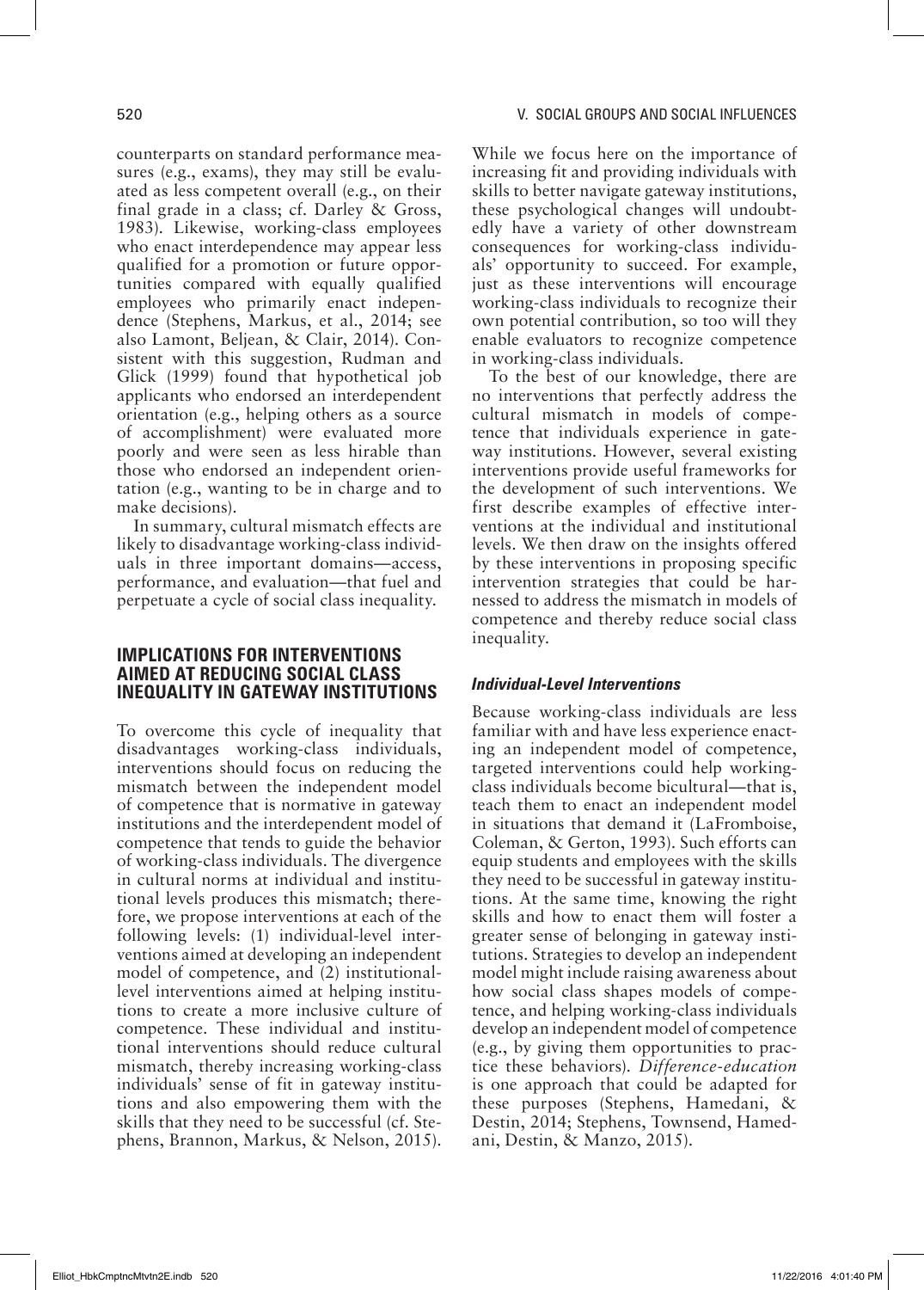counterparts on standard performance measures (e.g., exams), they may still be evaluated as less competent overall (e.g., on their final grade in a class; cf. Darley & Gross, 1983). Likewise, working-class employees who enact interdependence may appear less qualified for a promotion or future opportunities compared with equally qualified employees who primarily enact independence (Stephens, Markus, et al., 2014; see also Lamont, Beljean, & Clair, 2014). Consistent with this suggestion, Rudman and Glick (1999) found that hypothetical job applicants who endorsed an interdependent orientation (e.g., helping others as a source of accomplishment) were evaluated more poorly and were seen as less hirable than those who endorsed an independent orientation (e.g., wanting to be in charge and to make decisions).

In summary, cultural mismatch effects are likely to disadvantage working-class individuals in three important domains—access, performance, and evaluation—that fuel and perpetuate a cycle of social class inequality.

## IMPLICATIONS FOR INTERVENTIONS AIMED AT REDUCING SOCIAL CLASS INEQUALITY IN GATEWAY INSTITUTIONS

To overcome this cycle of inequality that disadvantages working-class individuals, interventions should focus on reducing the mismatch between the independent model of competence that is normative in gateway institutions and the interdependent model of competence that tends to guide the behavior of working-class individuals. The divergence in cultural norms at individual and institutional levels produces this mismatch; therefore, we propose interventions at each of the following levels: (1) individual-level interventions aimed at developing an independent model of competence, and (2) institutional-level interventions aimed at helping institutions to create a more inclusive culture of competence. These individual and institutional interventions should reduce cultural mismatch, thereby increasing working-class individuals' sense of fit in gateway institutions and also empowering them with the skills that they need to be successful (cf. Stephens, Brannon, Markus, & Nelson, 2015). While we focus here on the importance of increasing fit and providing individuals with skills to better navigate gateway institutions, these psychological changes will undoubtedly have a variety of other downstream consequences for working-class individuals' opportunity to succeed. For example, just as these interventions will encourage working-class individuals to recognize their own potential contribution, so too will they enable evaluators to recognize competence in working-class individuals.

To the best of our knowledge, there are no interventions that perfectly address the cultural mismatch in models of competence that individuals experience in gateway institutions. However, several existing interventions provide useful frameworks for the development of such interventions. We first describe examples of effective interventions at the individual and institutional levels. We then draw on the insights offered by these interventions in proposing specific intervention strategies that could be harnessed to address the mismatch in models of competence and thereby reduce social class inequality.

### *Individual-Level Interventions*

Because working-class individuals are less familiar with and have less experience enacting an independent model of competence, targeted interventions could help working-class individuals become bicultural—that is, teach them to enact an independent model in situations that demand it (LaFromboise, Coleman, & Gerton, 1993). Such efforts can equip students and employees with the skills they need to be successful in gateway institutions. At the same time, knowing the right skills and how to enact them will foster a greater sense of belonging in gateway institutions. Strategies to develop an independent model might include raising awareness about how social class shapes models of competence, and helping working-class individuals develop an independent model of competence (e.g., by giving them opportunities to practice these behaviors). *Difference-education* is one approach that could be adapted for these purposes (Stephens, Hamedani, & Destin, 2014; Stephens, Townsend, Hamedani, Destin, & Manzo, 2015).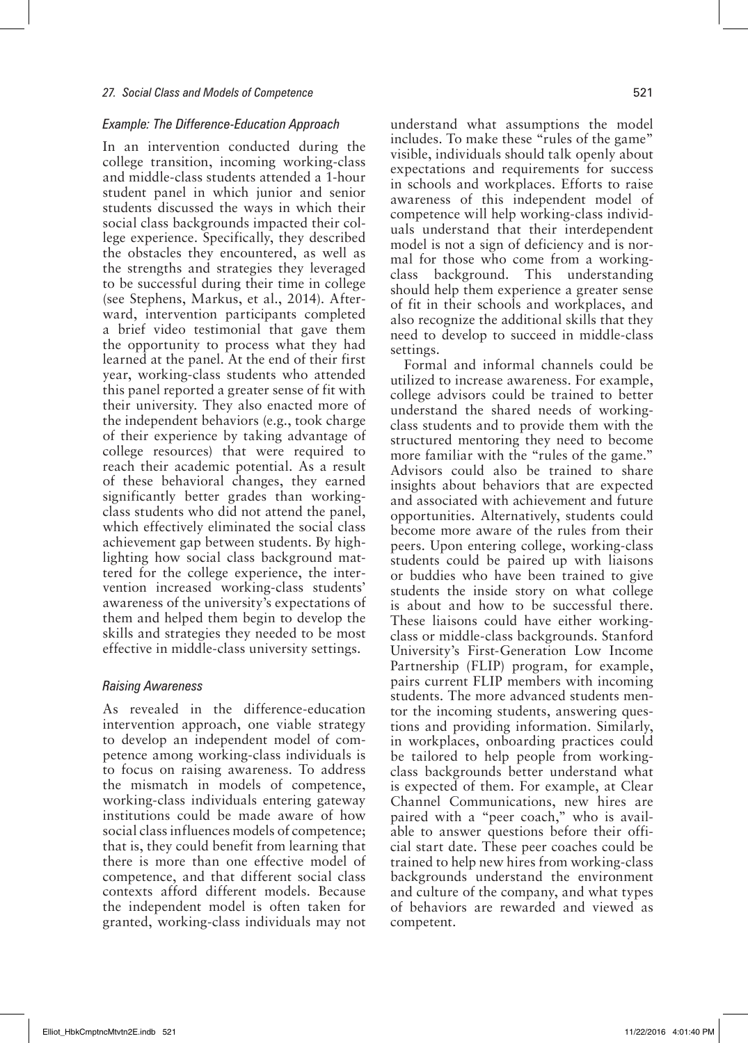### *Example: The Difference-Education Approach*

In an intervention conducted during the college transition, incoming working-class and middle-class students attended a 1-hour student panel in which junior and senior students discussed the ways in which their social class backgrounds impacted their college experience. Specifically, they described the obstacles they encountered, as well as the strengths and strategies they leveraged to be successful during their time in college (see Stephens, Markus, et al., 2014). Afterward, intervention participants completed a brief video testimonial that gave them the opportunity to process what they had learned at the panel. At the end of their first year, working-class students who attended this panel reported a greater sense of fit with their university. They also enacted more of the independent behaviors (e.g., took charge of their experience by taking advantage of college resources) that were required to reach their academic potential. As a result of these behavioral changes, they earned significantly better grades than working-class students who did not attend the panel, which effectively eliminated the social class achievement gap between students. By highlighting how social class background mattered for the college experience, the intervention increased working-class students' awareness of the university's expectations of them and helped them begin to develop the skills and strategies they needed to be most effective in middle-class university settings.

### *Raising Awareness*

As revealed in the difference-education intervention approach, one viable strategy to develop an independent model of competence among working-class individuals is to focus on raising awareness. To address the mismatch in models of competence, working-class individuals entering gateway institutions could be made aware of how social class influences models of competence; that is, they could benefit from learning that there is more than one effective model of competence, and that different social class contexts afford different models. Because the independent model is often taken for granted, working-class individuals may not understand what assumptions the model includes. To make these "rules of the game" visible, individuals should talk openly about expectations and requirements for success in schools and workplaces. Efforts to raise awareness of this independent model of competence will help working-class individuals understand that their interdependent model is not a sign of deficiency and is normal for those who come from a working-class background. This understanding should help them experience a greater sense of fit in their schools and workplaces, and also recognize the additional skills that they need to develop to succeed in middle-class settings.

Formal and informal channels could be utilized to increase awareness. For example, college advisors could be trained to better understand the shared needs of working-class students and to provide them with the structured mentoring they need to become more familiar with the "rules of the game." Advisors could also be trained to share insights about behaviors that are expected and associated with achievement and future opportunities. Alternatively, students could become more aware of the rules from their peers. Upon entering college, working-class students could be paired up with liaisons or buddies who have been trained to give students the inside story on what college is about and how to be successful there. These liaisons could have either working-class or middle-class backgrounds. Stanford University's First-Generation Low Income Partnership (FLIP) program, for example, pairs current FLIP members with incoming students. The more advanced students mentor the incoming students, answering questions and providing information. Similarly, in workplaces, onboarding practices could be tailored to help people from working-class backgrounds better understand what is expected of them. For example, at Clear Channel Communications, new hires are paired with a "peer coach," who is available to answer questions before their official start date. These peer coaches could be trained to help new hires from working-class backgrounds understand the environment and culture of the company, and what types of behaviors are rewarded and viewed as competent.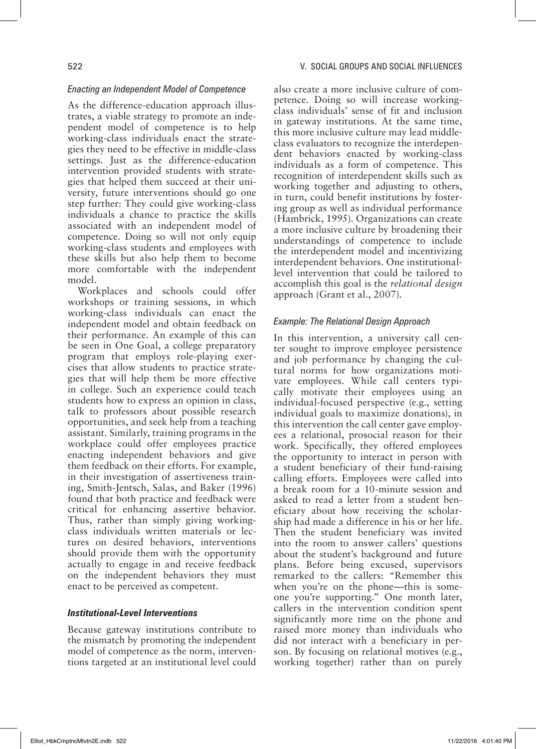### *Enacting an Independent Model of Competence*

As the difference-education approach illustrates, a viable strategy to promote an independent model of competence is to help working-class individuals enact the strategies they need to be effective in middle-class settings. Just as the difference-education intervention provided students with strategies that helped them succeed at their university, future interventions should go one step further: They could give working-class individuals a chance to practice the skills associated with an independent model of competence. Doing so will not only equip working-class students and employees with these skills but also help them to become more comfortable with the independent model.

Workplaces and schools could offer workshops or training sessions, in which working-class individuals can enact the independent model and obtain feedback on their performance. An example of this can be seen in One Goal, a college preparatory program that employs role-playing exercises that allow students to practice strategies that will help them be more effective in college. Such an experience could teach students how to express an opinion in class, talk to professors about possible research opportunities, and seek help from a teaching assistant. Similarly, training programs in the workplace could offer employees practice enacting independent behaviors and give them feedback on their efforts. For example, in their investigation of assertiveness training, Smith-Jentsch, Salas, and Baker (1996) found that both practice and feedback were critical for enhancing assertive behavior. Thus, rather than simply giving working-class individuals written materials or lectures on desired behaviors, interventions should provide them with the opportunity actually to engage in and receive feedback on the independent behaviors they must enact to be perceived as competent.

## ***Institutional-Level Interventions***

Because gateway institutions contribute to the mismatch by promoting the independent model of competence as the norm, interventions targeted at an institutional level could also create a more inclusive culture of competence. Doing so will increase working-class individuals' sense of fit and inclusion in gateway institutions. At the same time, this more inclusive culture may lead middle-class evaluators to recognize the interdependent behaviors enacted by working-class individuals as a form of competence. This recognition of interdependent skills such as working together and adjusting to others, in turn, could benefit institutions by fostering group as well as individual performance (Hambrick, 1995). Organizations can create a more inclusive culture by broadening their understandings of competence to include the interdependent model and incentivizing interdependent behaviors. One institutional-level intervention that could be tailored to accomplish this goal is the *relational design* approach (Grant et al., 2007).

### *Example: The Relational Design Approach*

In this intervention, a university call center sought to improve employee persistence and job performance by changing the cultural norms for how organizations motivate employees. While call centers typically motivate their employees using an individual-focused perspective (e.g., setting individual goals to maximize donations), in this intervention the call center gave employees a relational, prosocial reason for their work. Specifically, they offered employees the opportunity to interact in person with a student beneficiary of their fund-raising calling efforts. Employees were called into a break room for a 10-minute session and asked to read a letter from a student beneficiary about how receiving the scholarship had made a difference in his or her life. Then the student beneficiary was invited into the room to answer callers' questions about the student's background and future plans. Before being excused, supervisors remarked to the callers: "Remember this when you're on the phone—this is someone you're supporting." One month later, callers in the intervention condition spent significantly more time on the phone and raised more money than individuals who did not interact with a beneficiary in person. By focusing on relational motives (e.g., working together) rather than on purely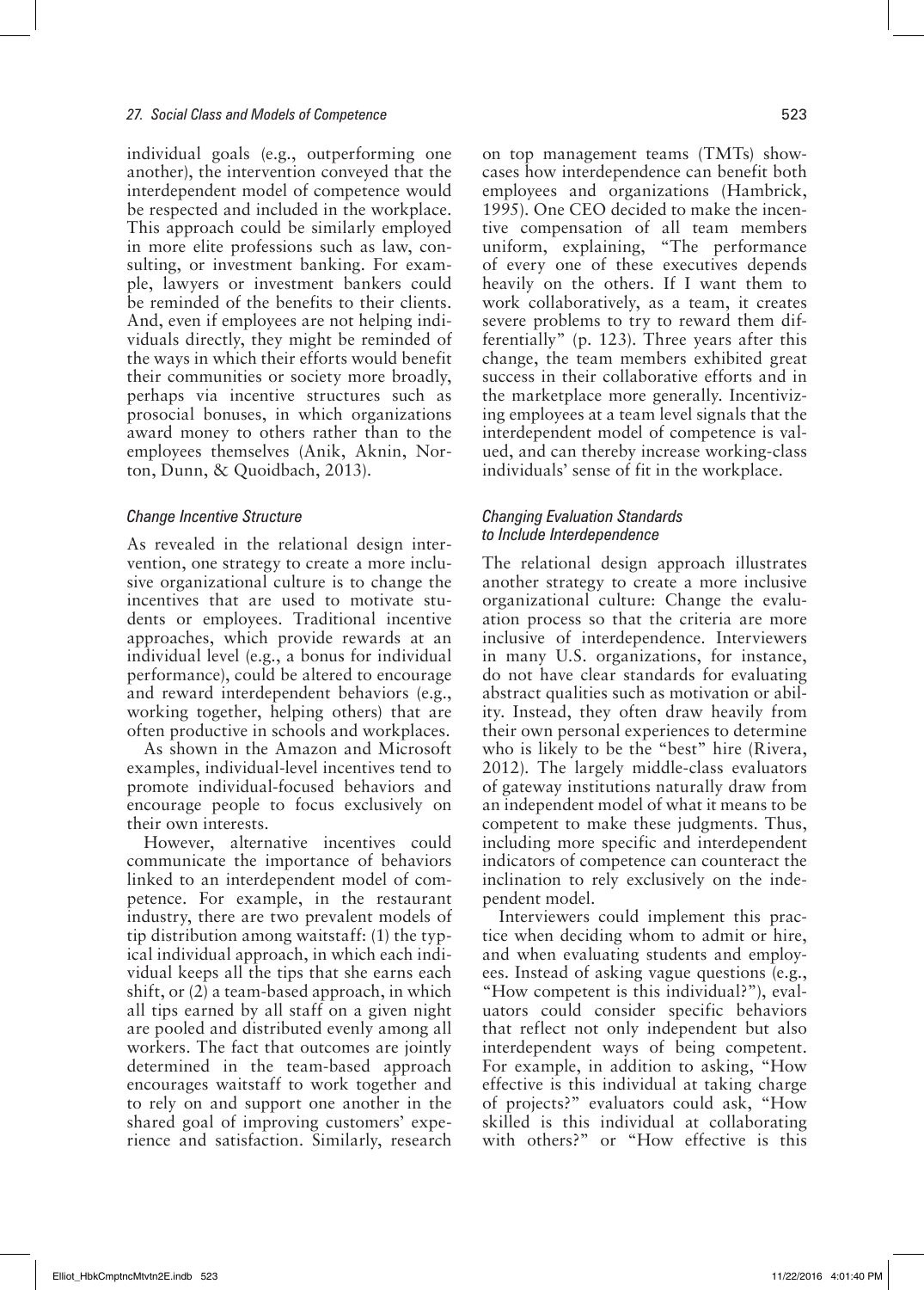individual goals (e.g., outperforming one another), the intervention conveyed that the interdependent model of competence would be respected and included in the workplace. This approach could be similarly employed in more elite professions such as law, consulting, or investment banking. For example, lawyers or investment bankers could be reminded of the benefits to their clients. And, even if employees are not helping individuals directly, they might be reminded of the ways in which their efforts would benefit their communities or society more broadly, perhaps via incentive structures such as prosocial bonuses, in which organizations award money to others rather than to the employees themselves (Anik, Aknin, Norton, Dunn, & Quoidbach, 2013).

### *Change Incentive Structure*

As revealed in the relational design intervention, one strategy to create a more inclusive organizational culture is to change the incentives that are used to motivate students or employees. Traditional incentive approaches, which provide rewards at an individual level (e.g., a bonus for individual performance), could be altered to encourage and reward interdependent behaviors (e.g., working together, helping others) that are often productive in schools and workplaces.

As shown in the Amazon and Microsoft examples, individual-level incentives tend to promote individual-focused behaviors and encourage people to focus exclusively on their own interests.

However, alternative incentives could communicate the importance of behaviors linked to an interdependent model of competence. For example, in the restaurant industry, there are two prevalent models of tip distribution among waitstaff: (1) the typical individual approach, in which each individual keeps all the tips that she earns each shift, or (2) a team-based approach, in which all tips earned by all staff on a given night are pooled and distributed evenly among all workers. The fact that outcomes are jointly determined in the team-based approach encourages waitstaff to work together and to rely on and support one another in the shared goal of improving customers' experience and satisfaction. Similarly, research on top management teams (TMTs) showcases how interdependence can benefit both employees and organizations (Hambrick, 1995). One CEO decided to make the incentive compensation of all team members uniform, explaining, "The performance of every one of these executives depends heavily on the others. If I want them to work collaboratively, as a team, it creates severe problems to try to reward them differentially" (p. 123). Three years after this change, the team members exhibited great success in their collaborative efforts and in the marketplace more generally. Incentivizing employees at a team level signals that the interdependent model of competence is valued, and can thereby increase working-class individuals' sense of fit in the workplace.

### *Changing Evaluation Standards to Include Interdependence*

The relational design approach illustrates another strategy to create a more inclusive organizational culture: Change the evaluation process so that the criteria are more inclusive of interdependence. Interviewers in many U.S. organizations, for instance, do not have clear standards for evaluating abstract qualities such as motivation or ability. Instead, they often draw heavily from their own personal experiences to determine who is likely to be the "best" hire (Rivera, 2012). The largely middle-class evaluators of gateway institutions naturally draw from an independent model of what it means to be competent to make these judgments. Thus, including more specific and interdependent indicators of competence can counteract the inclination to rely exclusively on the independent model.

Interviewers could implement this practice when deciding whom to admit or hire, and when evaluating students and employees. Instead of asking vague questions (e.g., "How competent is this individual?"), evaluators could consider specific behaviors that reflect not only independent but also interdependent ways of being competent. For example, in addition to asking, "How effective is this individual at taking charge of projects?" evaluators could ask, "How skilled is this individual at collaborating with others?" or "How effective is this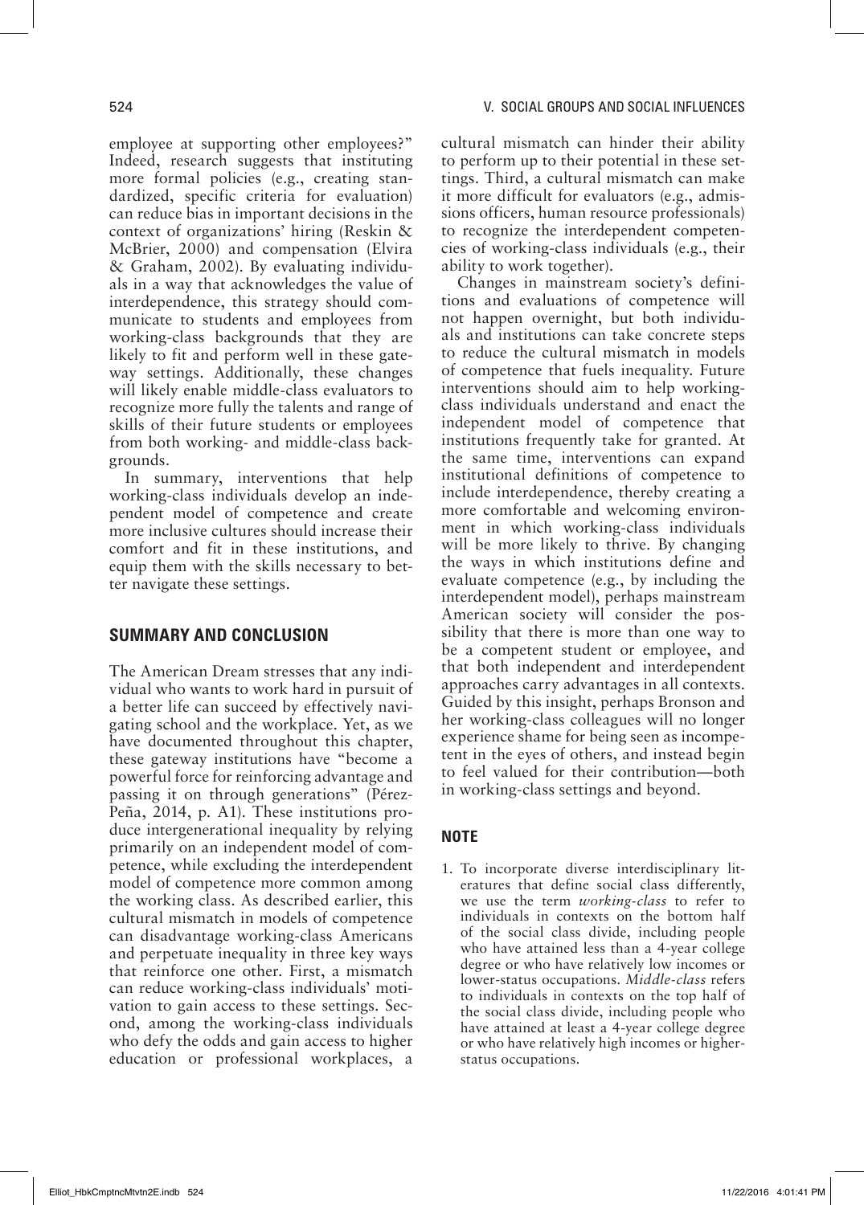employee at supporting other employees?" Indeed, research suggests that instituting more formal policies (e.g., creating standardized, specific criteria for evaluation) can reduce bias in important decisions in the context of organizations' hiring (Reskin & McBrier, 2000) and compensation (Elvira & Graham, 2002). By evaluating individuals in a way that acknowledges the value of interdependence, this strategy should communicate to students and employees from working-class backgrounds that they are likely to fit and perform well in these gateway settings. Additionally, these changes will likely enable middle-class evaluators to recognize more fully the talents and range of skills of their future students or employees from both working- and middle-class backgrounds.

In summary, interventions that help working-class individuals develop an independent model of competence and create more inclusive cultures should increase their comfort and fit in these institutions, and equip them with the skills necessary to better navigate these settings.

## SUMMARY AND CONCLUSION

The American Dream stresses that any individual who wants to work hard in pursuit of a better life can succeed by effectively navigating school and the workplace. Yet, as we have documented throughout this chapter, these gateway institutions have "become a powerful force for reinforcing advantage and passing it on through generations" (Pérez-Peña, 2014, p. A1). These institutions produce intergenerational inequality by relying primarily on an independent model of competence, while excluding the interdependent model of competence more common among the working class. As described earlier, this cultural mismatch in models of competence can disadvantage working-class Americans and perpetuate inequality in three key ways that reinforce one other. First, a mismatch can reduce working-class individuals' motivation to gain access to these settings. Second, among the working-class individuals who defy the odds and gain access to higher education or professional workplaces, a cultural mismatch can hinder their ability to perform up to their potential in these settings. Third, a cultural mismatch can make it more difficult for evaluators (e.g., admissions officers, human resource professionals) to recognize the interdependent competencies of working-class individuals (e.g., their ability to work together).

Changes in mainstream society's definitions and evaluations of competence will not happen overnight, but both individuals and institutions can take concrete steps to reduce the cultural mismatch in models of competence that fuels inequality. Future interventions should aim to help working-class individuals understand and enact the independent model of competence that institutions frequently take for granted. At the same time, interventions can expand institutional definitions of competence to include interdependence, thereby creating a more comfortable and welcoming environment in which working-class individuals will be more likely to thrive. By changing the ways in which institutions define and evaluate competence (e.g., by including the interdependent model), perhaps mainstream American society will consider the possibility that there is more than one way to be a competent student or employee, and that both independent and interdependent approaches carry advantages in all contexts. Guided by this insight, perhaps Bronson and her working-class colleagues will no longer experience shame for being seen as incompetent in the eyes of others, and instead begin to feel valued for their contribution—both in working-class settings and beyond.

## NOTE

1. To incorporate diverse interdisciplinary literatures that define social class differently, we use the term *working-class* to refer to individuals in contexts on the bottom half of the social class divide, including people who have attained less than a 4-year college degree or who have relatively low incomes or lower-status occupations. *Middle-class* refers to individuals in contexts on the top half of the social class divide, including people who have attained at least a 4-year college degree or who have relatively high incomes or higher-status occupations.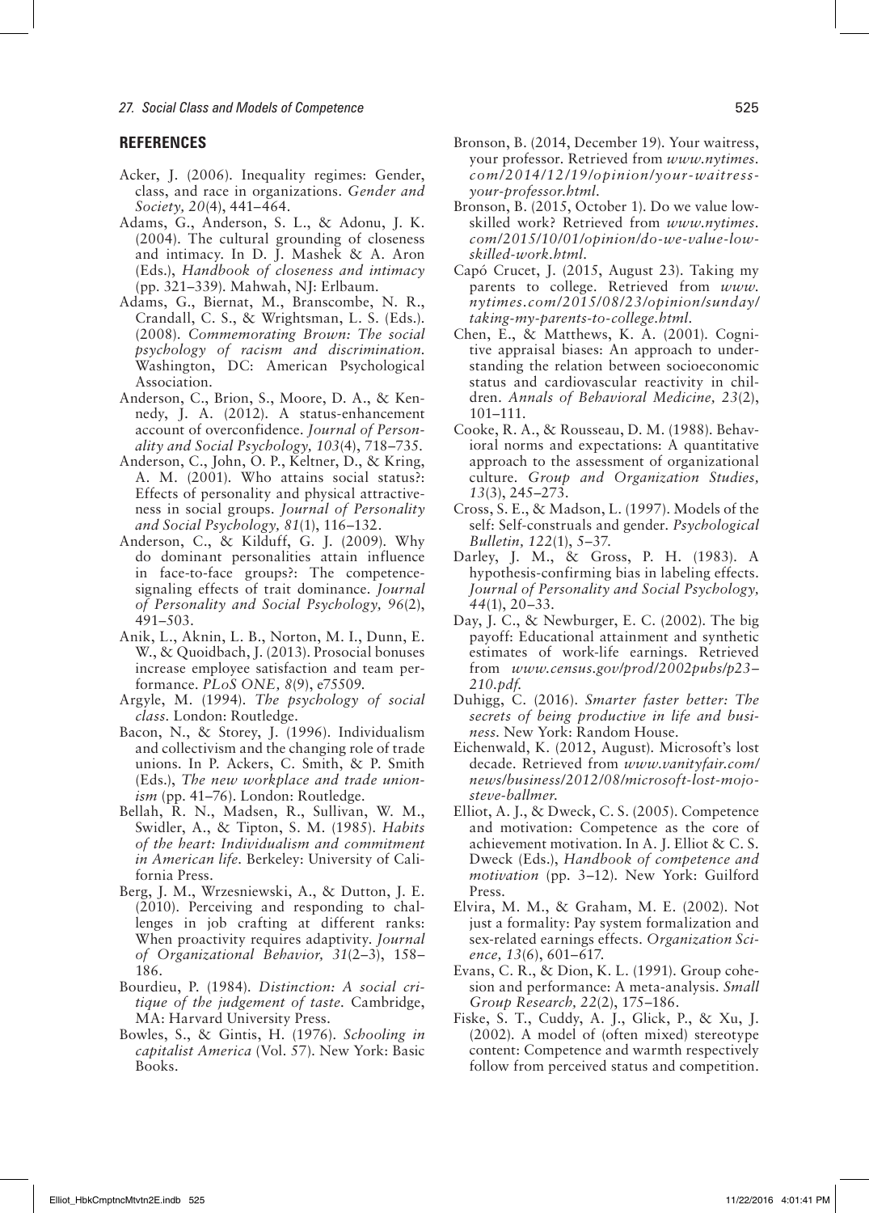## REFERENCES

Acker, J. (2006). Inequality regimes: Gender, class, and race in organizations. *Gender and Society, 20*(4), 441–464.

Adams, G., Anderson, S. L., & Adonu, J. K. (2004). The cultural grounding of closeness and intimacy. In D. J. Mashek & A. Aron (Eds.), *Handbook of closeness and intimacy* (pp. 321–339). Mahwah, NJ: Erlbaum.

Adams, G., Biernat, M., Branscombe, N. R., Crandall, C. S., & Wrightsman, L. S. (Eds.). (2008). *Commemorating Brown: The social psychology of racism and discrimination.* Washington, DC: American Psychological Association.

Anderson, C., Brion, S., Moore, D. A., & Kennedy, J. A. (2012). A status-enhancement account of overconfidence. *Journal of Personality and Social Psychology, 103*(4), 718–735.

Anderson, C., John, O. P., Keltner, D., & Kring, A. M. (2001). Who attains social status?: Effects of personality and physical attractiveness in social groups. *Journal of Personality and Social Psychology, 81*(1), 116–132.

Anderson, C., & Kilduff, G. J. (2009). Why do dominant personalities attain influence in face-to-face groups?: The competence-signaling effects of trait dominance. *Journal of Personality and Social Psychology, 96*(2), 491–503.

Anik, L., Aknin, L. B., Norton, M. I., Dunn, E. W., & Quoidbach, J. (2013). Prosocial bonuses increase employee satisfaction and team performance. *PLoS ONE, 8*(9), e75509.

Argyle, M. (1994). *The psychology of social class.* London: Routledge.

Bacon, N., & Storey, J. (1996). Individualism and collectivism and the changing role of trade unions. In P. Ackers, C. Smith, & P. Smith (Eds.), *The new workplace and trade unionism* (pp. 41–76). London: Routledge.

Bellah, R. N., Madsen, R., Sullivan, W. M., Swidler, A., & Tipton, S. M. (1985). *Habits of the heart: Individualism and commitment in American life.* Berkeley: University of California Press.

Berg, J. M., Wrzesniewski, A., & Dutton, J. E. (2010). Perceiving and responding to challenges in job crafting at different ranks: When proactivity requires adaptivity. *Journal of Organizational Behavior, 31*(2–3), 158–186.

Bourdieu, P. (1984). *Distinction: A social critique of the judgement of taste.* Cambridge, MA: Harvard University Press.

Bowles, S., & Gintis, H. (1976). *Schooling in capitalist America* (Vol. 57). New York: Basic Books.

Bronson, B. (2014, December 19). Your waitress, your professor. Retrieved from *www.nytimes.com/2014/12/19/opinion/your-waitress-your-professor.html.*

Bronson, B. (2015, October 1). Do we value low-skilled work? Retrieved from *www.nytimes.com/2015/10/01/opinion/do-we-value-low-skilled-work.html.*

Capó Crucet, J. (2015, August 23). Taking my parents to college. Retrieved from *www.nytimes.com/2015/08/23/opinion/sunday/taking-my-parents-to-college.html.*

Chen, E., & Matthews, K. A. (2001). Cognitive appraisal biases: An approach to understanding the relation between socioeconomic status and cardiovascular reactivity in children. *Annals of Behavioral Medicine, 23*(2), 101–111.

Cooke, R. A., & Rousseau, D. M. (1988). Behavioral norms and expectations: A quantitative approach to the assessment of organizational culture. *Group and Organization Studies, 13*(3), 245–273.

Cross, S. E., & Madson, L. (1997). Models of the self: Self-construals and gender. *Psychological Bulletin, 122*(1), 5–37.

Darley, J. M., & Gross, P. H. (1983). A hypothesis-confirming bias in labeling effects. *Journal of Personality and Social Psychology, 44*(1), 20–33.

Day, J. C., & Newburger, E. C. (2002). The big payoff: Educational attainment and synthetic estimates of work-life earnings. Retrieved from *www.census.gov/prod/2002pubs/p23–210.pdf.*

Duhigg, C. (2016). *Smarter faster better: The secrets of being productive in life and business.* New York: Random House.

Eichenwald, K. (2012, August). Microsoft's lost decade. Retrieved from *www.vanityfair.com/news/business/2012/08/microsoft-lost-mojo-steve-ballmer.*

Elliot, A. J., & Dweck, C. S. (2005). Competence and motivation: Competence as the core of achievement motivation. In A. J. Elliot & C. S. Dweck (Eds.), *Handbook of competence and motivation* (pp. 3–12). New York: Guilford Press.

Elvira, M. M., & Graham, M. E. (2002). Not just a formality: Pay system formalization and sex-related earnings effects. *Organization Science, 13*(6), 601–617.

Evans, C. R., & Dion, K. L. (1991). Group cohesion and performance: A meta-analysis. *Small Group Research, 22*(2), 175–186.

Fiske, S. T., Cuddy, A. J., Glick, P., & Xu, J. (2002). A model of (often mixed) stereotype content: Competence and warmth respectively follow from perceived status and competition.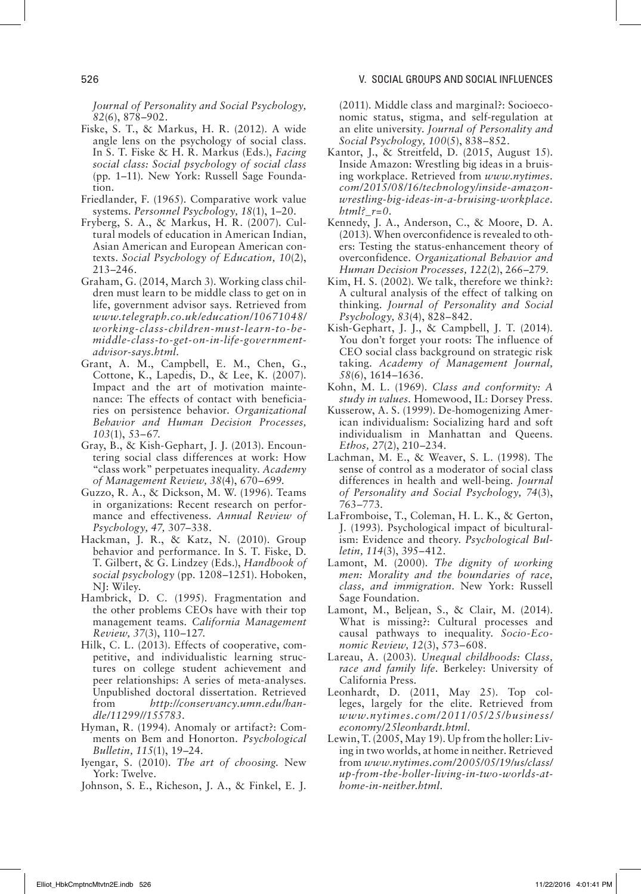*Journal of Personality and Social Psychology, 82*(6), 878–902.

Fiske, S. T., & Markus, H. R. (2012). A wide angle lens on the psychology of social class. In S. T. Fiske & H. R. Markus (Eds.), *Facing social class: Social psychology of social class* (pp. 1–11). New York: Russell Sage Foundation.

Friedlander, F. (1965). Comparative work value systems. *Personnel Psychology, 18*(1), 1–20.

Fryberg, S. A., & Markus, H. R. (2007). Cultural models of education in American Indian, Asian American and European American contexts. *Social Psychology of Education, 10*(2), 213–246.

Graham, G. (2014, March 3). Working class children must learn to be middle class to get on in life, government advisor says. Retrieved from *www.telegraph.co.uk/education/10671048/working-class-children-must-learn-to-be-middle-class-to-get-on-in-life-government-advisor-says.html.*

Grant, A. M., Campbell, E. M., Chen, G., Cottone, K., Lapedis, D., & Lee, K. (2007). Impact and the art of motivation maintenance: The effects of contact with beneficiaries on persistence behavior. *Organizational Behavior and Human Decision Processes, 103*(1), 53–67.

Gray, B., & Kish-Gephart, J. J. (2013). Encountering social class differences at work: How "class work" perpetuates inequality. *Academy of Management Review, 38*(4), 670–699.

Guzzo, R. A., & Dickson, M. W. (1996). Teams in organizations: Recent research on performance and effectiveness. *Annual Review of Psychology, 47,* 307–338.

Hackman, J. R., & Katz, N. (2010). Group behavior and performance. In S. T. Fiske, D. T. Gilbert, & G. Lindzey (Eds.), *Handbook of social psychology* (pp. 1208–1251). Hoboken, NJ: Wiley.

Hambrick, D. C. (1995). Fragmentation and the other problems CEOs have with their top management teams. *California Management Review, 37*(3), 110–127.

Hilk, C. L. (2013). Effects of cooperative, competitive, and individualistic learning structures on college student achievement and peer relationships: A series of meta-analyses. Unpublished doctoral dissertation. Retrieved from *http://conservancy.umn.edu/handle/11299//155783.*

Hyman, R. (1994). Anomaly or artifact?: Comments on Bem and Honorton. *Psychological Bulletin, 115*(1), 19–24.

Iyengar, S. (2010). *The art of choosing.* New York: Twelve.

Johnson, S. E., Richeson, J. A., & Finkel, E. J. (2011). Middle class and marginal?: Socioeconomic status, stigma, and self-regulation at an elite university. *Journal of Personality and Social Psychology, 100*(5), 838–852.

Kantor, J., & Streitfeld, D. (2015, August 15). Inside Amazon: Wrestling big ideas in a bruising workplace. Retrieved from *www.nytimes.com/2015/08/16/technology/inside-amazon-wrestling-big-ideas-in-a-bruising-workplace.html?_r=0.*

Kennedy, J. A., Anderson, C., & Moore, D. A. (2013). When overconfidence is revealed to others: Testing the status-enhancement theory of overconfidence. *Organizational Behavior and Human Decision Processes, 122*(2), 266–279.

Kim, H. S. (2002). We talk, therefore we think?: A cultural analysis of the effect of talking on thinking. *Journal of Personality and Social Psychology, 83*(4), 828–842.

Kish-Gephart, J. J., & Campbell, J. T. (2014). You don't forget your roots: The influence of CEO social class background on strategic risk taking. *Academy of Management Journal, 58*(6), 1614–1636.

Kohn, M. L. (1969). *Class and conformity: A study in values.* Homewood, IL: Dorsey Press.

Kusserow, A. S. (1999). De-homogenizing American individualism: Socializing hard and soft individualism in Manhattan and Queens. *Ethos, 27*(2), 210–234.

Lachman, M. E., & Weaver, S. L. (1998). The sense of control as a moderator of social class differences in health and well-being. *Journal of Personality and Social Psychology, 74*(3), 763–773.

LaFromboise, T., Coleman, H. L. K., & Gerton, J. (1993). Psychological impact of biculturalism: Evidence and theory. *Psychological Bulletin, 114*(3), 395–412.

Lamont, M. (2000). *The dignity of working men: Morality and the boundaries of race, class, and immigration.* New York: Russell Sage Foundation.

Lamont, M., Beljean, S., & Clair, M. (2014). What is missing?: Cultural processes and causal pathways to inequality. *Socio-Economic Review, 12*(3), 573–608.

Lareau, A. (2003). *Unequal childhoods: Class, race and family life.* Berkeley: University of California Press.

Leonhardt, D. (2011, May 25). Top colleges, largely for the elite. Retrieved from *www.nytimes.com/2011/05/25/business/economy/25leonhardt.html.*

Lewin, T. (2005, May 19). Up from the holler: Living in two worlds, at home in neither. Retrieved from *www.nytimes.com/2005/05/19/us/class/up-from-the-holler-living-in-two-worlds-at-home-in-neither.html.*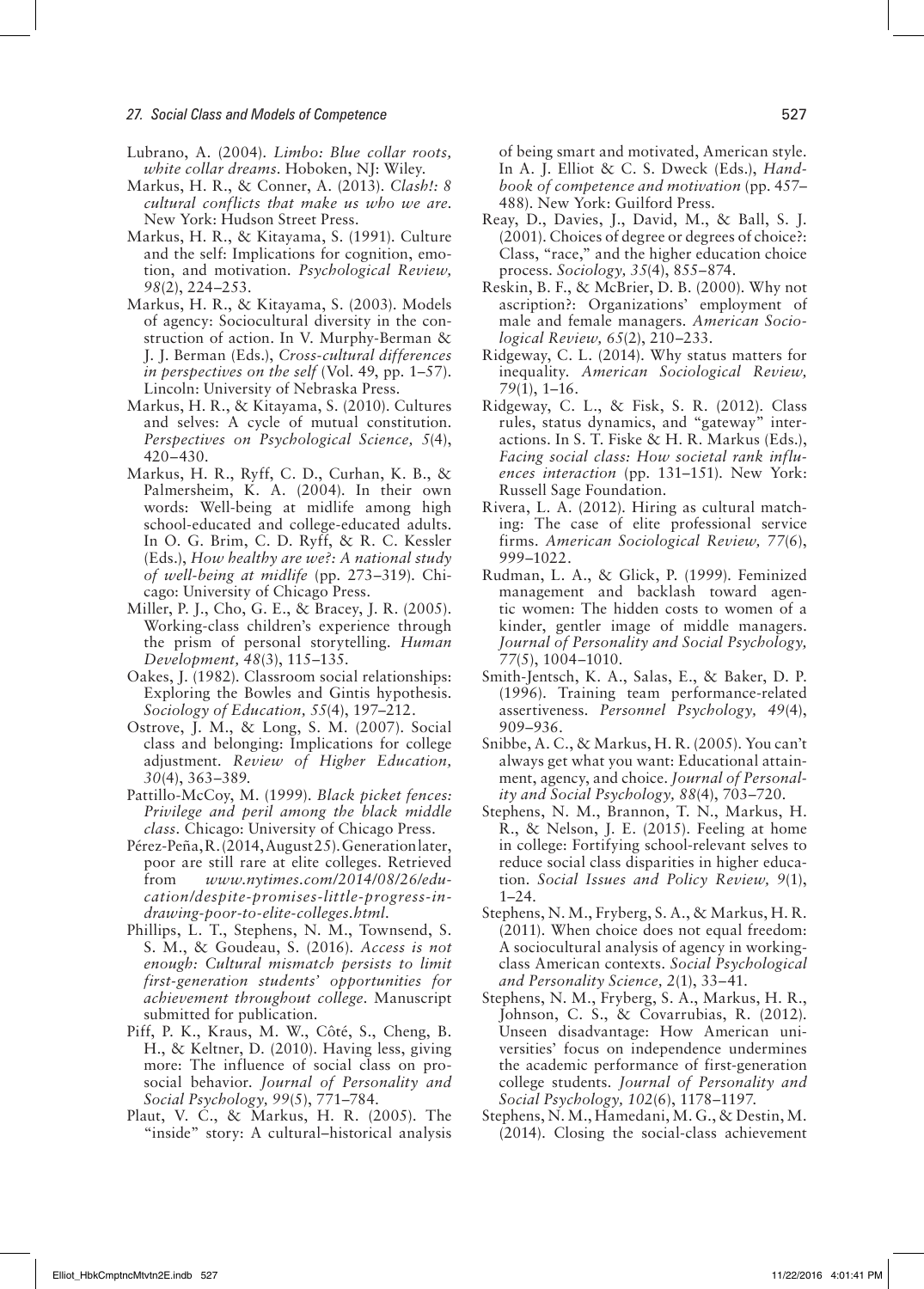Lubrano, A. (2004). *Limbo: Blue collar roots, white collar dreams*. Hoboken, NJ: Wiley.

Markus, H. R., & Conner, A. (2013). *Clash!: 8 cultural conflicts that make us who we are*. New York: Hudson Street Press.

Markus, H. R., & Kitayama, S. (1991). Culture and the self: Implications for cognition, emotion, and motivation. *Psychological Review, 98*(2), 224–253.

Markus, H. R., & Kitayama, S. (2003). Models of agency: Sociocultural diversity in the construction of action. In V. Murphy-Berman & J. J. Berman (Eds.), *Cross-cultural differences in perspectives on the self* (Vol. 49, pp. 1–57). Lincoln: University of Nebraska Press.

Markus, H. R., & Kitayama, S. (2010). Cultures and selves: A cycle of mutual constitution. *Perspectives on Psychological Science, 5*(4), 420–430.

Markus, H. R., Ryff, C. D., Curhan, K. B., & Palmersheim, K. A. (2004). In their own words: Well-being at midlife among high school-educated and college-educated adults. In O. G. Brim, C. D. Ryff, & R. C. Kessler (Eds.), *How healthy are we?: A national study of well-being at midlife* (pp. 273–319). Chicago: University of Chicago Press.

Miller, P. J., Cho, G. E., & Bracey, J. R. (2005). Working-class children's experience through the prism of personal storytelling. *Human Development, 48*(3), 115–135.

Oakes, J. (1982). Classroom social relationships: Exploring the Bowles and Gintis hypothesis. *Sociology of Education, 55*(4), 197–212.

Ostrove, J. M., & Long, S. M. (2007). Social class and belonging: Implications for college adjustment. *Review of Higher Education, 30*(4), 363–389.

Pattillo-McCoy, M. (1999). *Black picket fences: Privilege and peril among the black middle class*. Chicago: University of Chicago Press.

Pérez-Peña, R. (2014, August 25). Generation later, poor are still rare at elite colleges. Retrieved from *www.nytimes.com/2014/08/26/education/despite-promises-little-progress-in-drawing-poor-to-elite-colleges.html*.

Phillips, L. T., Stephens, N. M., Townsend, S. S. M., & Goudeau, S. (2016). *Access is not enough: Cultural mismatch persists to limit first-generation students' opportunities for achievement throughout college*. Manuscript submitted for publication.

Piff, P. K., Kraus, M. W., Côté, S., Cheng, B. H., & Keltner, D. (2010). Having less, giving more: The influence of social class on prosocial behavior. *Journal of Personality and Social Psychology, 99*(5), 771–784.

Plaut, V. C., & Markus, H. R. (2005). The "inside" story: A cultural–historical analysis of being smart and motivated, American style. In A. J. Elliot & C. S. Dweck (Eds.), *Handbook of competence and motivation* (pp. 457–488). New York: Guilford Press.

Reay, D., Davies, J., David, M., & Ball, S. J. (2001). Choices of degree or degrees of choice?: Class, "race," and the higher education choice process. *Sociology, 35*(4), 855–874.

Reskin, B. F., & McBrier, D. B. (2000). Why not ascription?: Organizations' employment of male and female managers. *American Sociological Review, 65*(2), 210–233.

Ridgeway, C. L. (2014). Why status matters for inequality. *American Sociological Review, 79*(1), 1–16.

Ridgeway, C. L., & Fisk, S. R. (2012). Class rules, status dynamics, and "gateway" interactions. In S. T. Fiske & H. R. Markus (Eds.), *Facing social class: How societal rank influences interaction* (pp. 131–151). New York: Russell Sage Foundation.

Rivera, L. A. (2012). Hiring as cultural matching: The case of elite professional service firms. *American Sociological Review, 77*(6), 999–1022.

Rudman, L. A., & Glick, P. (1999). Feminized management and backlash toward agentic women: The hidden costs to women of a kinder, gentler image of middle managers. *Journal of Personality and Social Psychology, 77*(5), 1004–1010.

Smith-Jentsch, K. A., Salas, E., & Baker, D. P. (1996). Training team performance-related assertiveness. *Personnel Psychology, 49*(4), 909–936.

Snibbe, A. C., & Markus, H. R. (2005). You can't always get what you want: Educational attainment, agency, and choice. *Journal of Personality and Social Psychology, 88*(4), 703–720.

Stephens, N. M., Brannon, T. N., Markus, H. R., & Nelson, J. E. (2015). Feeling at home in college: Fortifying school-relevant selves to reduce social class disparities in higher education. *Social Issues and Policy Review, 9*(1), 1–24.

Stephens, N. M., Fryberg, S. A., & Markus, H. R. (2011). When choice does not equal freedom: A sociocultural analysis of agency in working-class American contexts. *Social Psychological and Personality Science, 2*(1), 33–41.

Stephens, N. M., Fryberg, S. A., Markus, H. R., Johnson, C. S., & Covarrubias, R. (2012). Unseen disadvantage: How American universities' focus on independence undermines the academic performance of first-generation college students. *Journal of Personality and Social Psychology, 102*(6), 1178–1197.

Stephens, N. M., Hamedani, M. G., & Destin, M. (2014). Closing the social-class achievement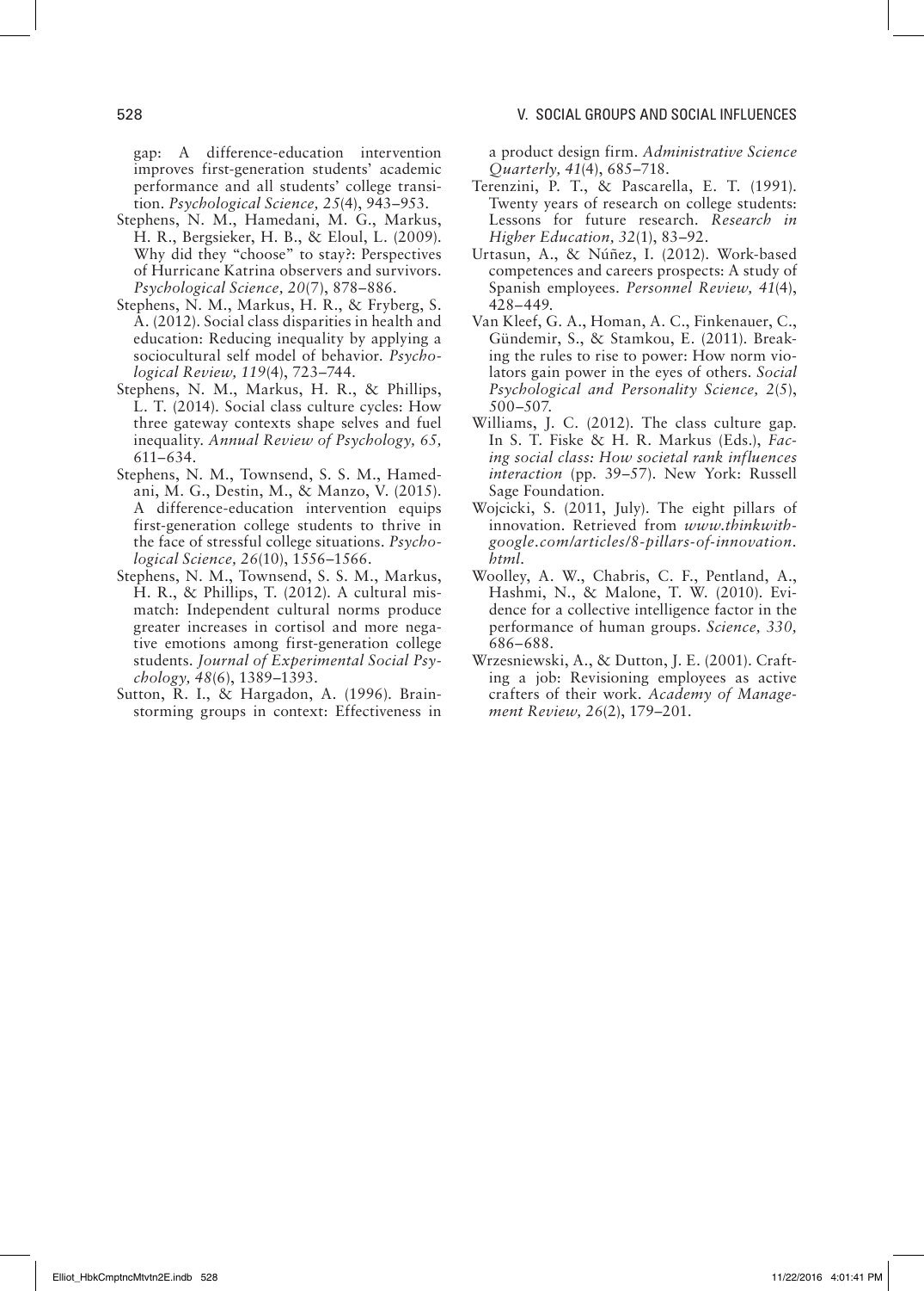gap: A difference-education intervention improves first-generation students' academic performance and all students' college transition. *Psychological Science, 25*(4), 943–953.

Stephens, N. M., Hamedani, M. G., Markus, H. R., Bergsieker, H. B., & Eloul, L. (2009). Why did they "choose" to stay?: Perspectives of Hurricane Katrina observers and survivors. *Psychological Science, 20*(7), 878–886.

Stephens, N. M., Markus, H. R., & Fryberg, S. A. (2012). Social class disparities in health and education: Reducing inequality by applying a sociocultural self model of behavior. *Psychological Review, 119*(4), 723–744.

Stephens, N. M., Markus, H. R., & Phillips, L. T. (2014). Social class culture cycles: How three gateway contexts shape selves and fuel inequality. *Annual Review of Psychology, 65,* 611–634.

Stephens, N. M., Townsend, S. S. M., Hamedani, M. G., Destin, M., & Manzo, V. (2015). A difference-education intervention equips first-generation college students to thrive in the face of stressful college situations. *Psychological Science, 26*(10), 1556–1566.

Stephens, N. M., Townsend, S. S. M., Markus, H. R., & Phillips, T. (2012). A cultural mismatch: Independent cultural norms produce greater increases in cortisol and more negative emotions among first-generation college students. *Journal of Experimental Social Psychology, 48*(6), 1389–1393.

Sutton, R. I., & Hargadon, A. (1996). Brainstorming groups in context: Effectiveness in a product design firm. *Administrative Science Quarterly, 41*(4), 685–718.

Terenzini, P. T., & Pascarella, E. T. (1991). Twenty years of research on college students: Lessons for future research. *Research in Higher Education, 32*(1), 83–92.

Urtasun, A., & Núñez, I. (2012). Work-based competences and careers prospects: A study of Spanish employees. *Personnel Review, 41*(4), 428–449.

Van Kleef, G. A., Homan, A. C., Finkenauer, C., Gündemir, S., & Stamkou, E. (2011). Breaking the rules to rise to power: How norm violators gain power in the eyes of others. *Social Psychological and Personality Science, 2*(5), 500–507.

Williams, J. C. (2012). The class culture gap. In S. T. Fiske & H. R. Markus (Eds.), *Facing social class: How societal rank influences interaction* (pp. 39–57). New York: Russell Sage Foundation.

Wojcicki, S. (2011, July). The eight pillars of innovation. Retrieved from *www.thinkwithgoogle.com/articles/8-pillars-of-innovation.html.*

Woolley, A. W., Chabris, C. F., Pentland, A., Hashmi, N., & Malone, T. W. (2010). Evidence for a collective intelligence factor in the performance of human groups. *Science, 330,* 686–688.

Wrzesniewski, A., & Dutton, J. E. (2001). Crafting a job: Revisioning employees as active crafters of their work. *Academy of Management Review, 26*(2), 179–201.